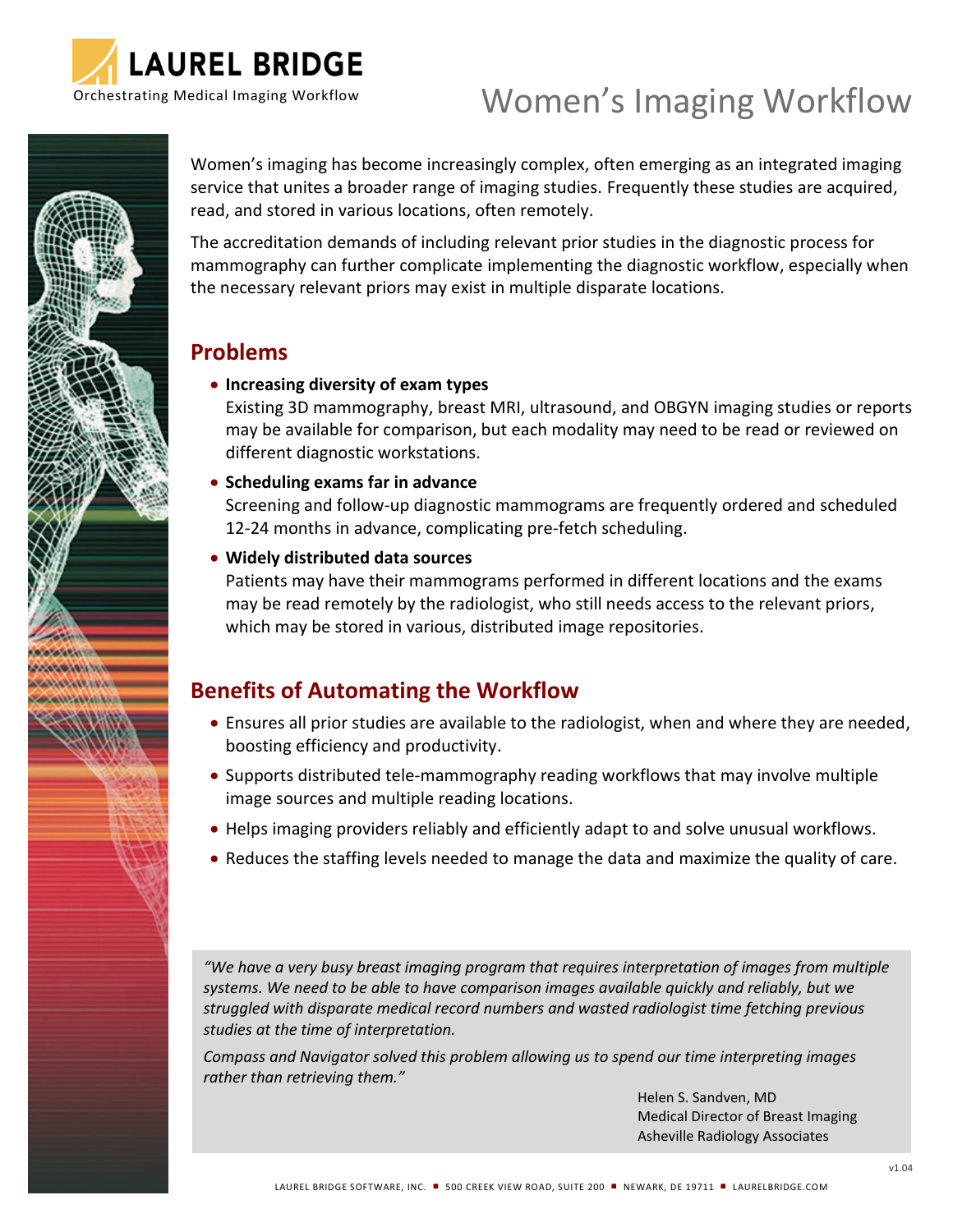LAUREL BRIDGE

Orchestrating Medical Imaging Workflow

# Women's Imaging Workflow

Women's imaging has become increasingly complex, often emerging as an integrated imaging service that unites a broader range of imaging studies. Frequently these studies are acquired, read, and stored in various locations, often remotely.

The accreditation demands of including relevant prior studies in the diagnostic process for mammography can further complicate implementing the diagnostic workflow, especially when the necessary relevant priors may exist in multiple disparate locations.

## Problems

- **Increasing diversity of exam types**
  Existing 3D mammography, breast MRI, ultrasound, and OBGYN imaging studies or reports may be available for comparison, but each modality may need to be read or reviewed on different diagnostic workstations.
- **Scheduling exams far in advance**
  Screening and follow-up diagnostic mammograms are frequently ordered and scheduled 12-24 months in advance, complicating pre-fetch scheduling.
- **Widely distributed data sources**
  Patients may have their mammograms performed in different locations and the exams may be read remotely by the radiologist, who still needs access to the relevant priors, which may be stored in various, distributed image repositories.

## Benefits of Automating the Workflow

- Ensures all prior studies are available to the radiologist, when and where they are needed, boosting efficiency and productivity.
- Supports distributed tele-mammography reading workflows that may involve multiple image sources and multiple reading locations.
- Helps imaging providers reliably and efficiently adapt to and solve unusual workflows.
- Reduces the staffing levels needed to manage the data and maximize the quality of care.

*"We have a very busy breast imaging program that requires interpretation of images from multiple systems. We need to be able to have comparison images available quickly and reliably, but we struggled with disparate medical record numbers and wasted radiologist time fetching previous studies at the time of interpretation.*

*Compass and Navigator solved this problem allowing us to spend our time interpreting images rather than retrieving them."*

Helen S. Sandven, MD
Medical Director of Breast Imaging
Asheville Radiology Associates

v1.04

LAUREL BRIDGE SOFTWARE, INC. ■ 500 CREEK VIEW ROAD, SUITE 200 ■ NEWARK, DE 19711 ■ LAURELBRIDGE.COM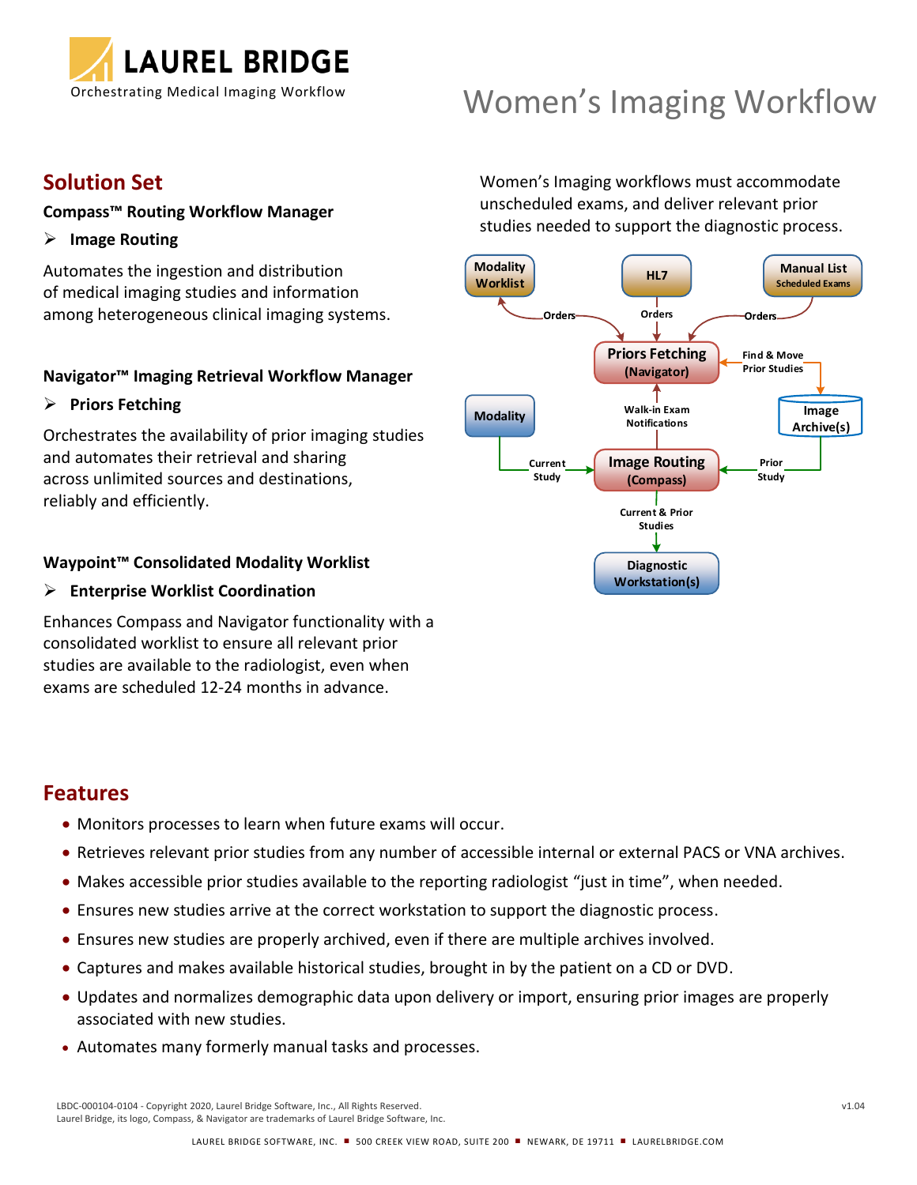LAUREL BRIDGE

Orchestrating Medical Imaging Workflow

# Women's Imaging Workflow

## Solution Set

**Compass™ Routing Workflow Manager**

- **Image Routing**

Automates the ingestion and distribution of medical imaging studies and information among heterogeneous clinical imaging systems.

**Navigator™ Imaging Retrieval Workflow Manager**

- **Priors Fetching**

Orchestrates the availability of prior imaging studies and automates their retrieval and sharing across unlimited sources and destinations, reliably and efficiently.

**Waypoint™ Consolidated Modality Worklist**

- **Enterprise Worklist Coordination**

Enhances Compass and Navigator functionality with a consolidated worklist to ensure all relevant prior studies are available to the radiologist, even when exams are scheduled 12-24 months in advance.

Women's Imaging workflows must accommodate unscheduled exams, and deliver relevant prior studies needed to support the diagnostic process.

Modality Worklist

HL7

Manual List
Scheduled Exams

Orders

Orders

Orders

Priors Fetching
(Navigator)

Find & Move
Prior Studies

Image Archive(s)

Modality

Walk-in Exam
Notifications

Current
Study

Image Routing
(Compass)

Prior
Study

Current & Prior
Studies

Diagnostic
Workstation(s)

## Features

- Monitors processes to learn when future exams will occur.
- Retrieves relevant prior studies from any number of accessible internal or external PACS or VNA archives.
- Makes accessible prior studies available to the reporting radiologist "just in time", when needed.
- Ensures new studies arrive at the correct workstation to support the diagnostic process.
- Ensures new studies are properly archived, even if there are multiple archives involved.
- Captures and makes available historical studies, brought in by the patient on a CD or DVD.
- Updates and normalizes demographic data upon delivery or import, ensuring prior images are properly associated with new studies.
- Automates many formerly manual tasks and processes.

LBDC-000104-0104 - Copyright 2020, Laurel Bridge Software, Inc., All Rights Reserved.
Laurel Bridge, its logo, Compass, & Navigator are trademarks of Laurel Bridge Software, Inc.

v1.04

LAUREL BRIDGE SOFTWARE, INC. ■ 500 CREEK VIEW ROAD, SUITE 200 ■ NEWARK, DE 19711 ■ LAURELBRIDGE.COM